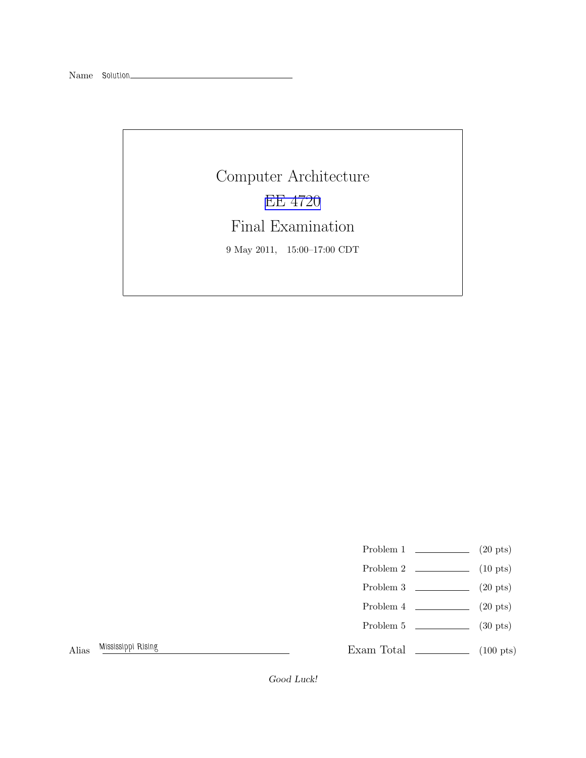Name Solution

# Computer Architecture

EE 4720

## Final Examination

9 May 2011, 15:00–17:00 CDT

| | | |
|---|---|---|
| Problem 1 | | (20 pts) |
| Problem 2 | | (10 pts) |
| Problem 3 | | (20 pts) |
| Problem 4 | | (20 pts) |
| Problem 5 | | (30 pts) |
| Exam Total | | (100 pts) |

Alias Mississippi Rising

*Good Luck!*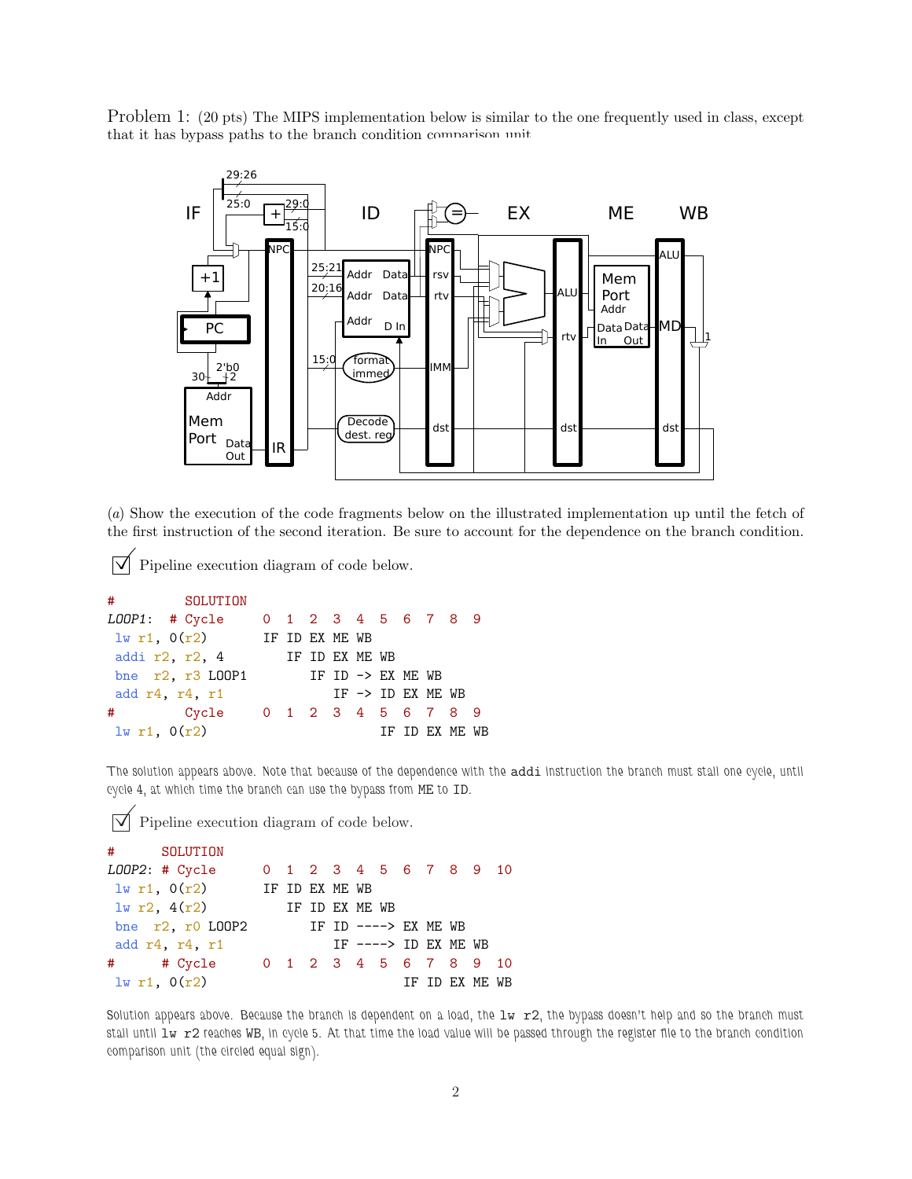Problem 1: (20 pts) The MIPS implementation below is similar to the one frequently used in class, except that it has bypass paths to the branch condition comparison unit.

(*a*) Show the execution of the code fragments below on the illustrated implementation up until the fetch of the first instruction of the second iteration. Be sure to account for the dependence on the branch condition.

☑ Pipeline execution diagram of code below.

```
#          SOLUTION
LOOP1:  # Cycle     0  1  2  3  4  5  6  7  8  9
 lw r1, 0(r2)       IF ID EX ME WB
 addi r2, r2, 4        IF ID EX ME WB
 bne  r2, r3 LOOP1        IF ID -> EX ME WB
 add r4, r4, r1              IF -> ID EX ME WB
#          Cycle    0  1  2  3  4  5  6  7  8  9
 lw r1, 0(r2)                         IF ID EX ME WB
```

The solution appears above. Note that because of the dependence with the `addi` instruction the branch must stall one cycle, until cycle 4, at which time the branch can use the bypass from ME to ID.

☑ Pipeline execution diagram of code below.

```
#       SOLUTION
LOOP2: # Cycle      0  1  2  3  4  5  6  7  8  9  10
 lw r1, 0(r2)       IF ID EX ME WB
 lw r2, 4(r2)          IF ID EX ME WB
 bne  r2, r0 LOOP2        IF ID ----> EX ME WB
 add r4, r4, r1              IF ----> ID EX ME WB
#       # Cycle     0  1  2  3  4  5  6  7  8  9  10
 lw r1, 0(r2)                            IF ID EX ME WB
```

Solution appears above. Because the branch is dependent on a load, the `lw r2`, the bypass doesn't help and so the branch must stall until `lw r2` reaches WB, in cycle 5. At that time the load value will be passed through the register file to the branch condition comparison unit (the circled equal sign).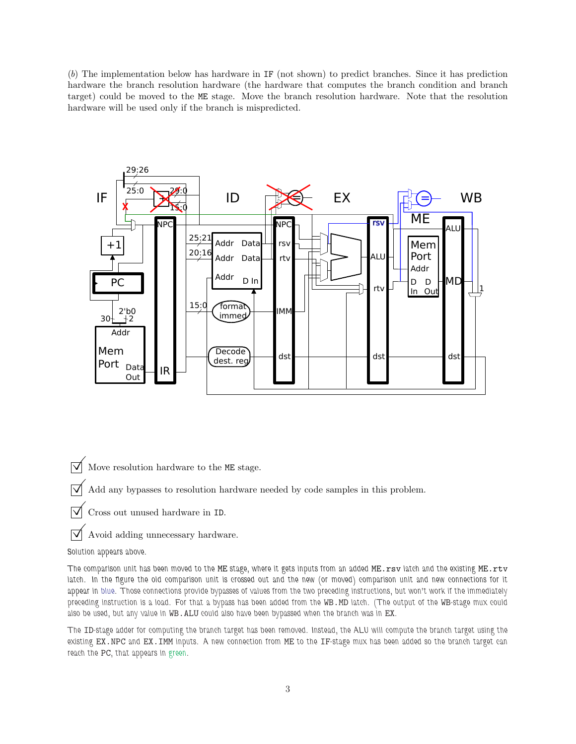(*b*) The implementation below has hardware in `IF` (not shown) to predict branches. Since it has prediction hardware the branch resolution hardware (the hardware that computes the branch condition and branch target) could be moved to the `ME` stage. Move the branch resolution hardware. Note that the resolution hardware will be used only if the branch is mispredicted.

☑ Move resolution hardware to the `ME` stage.

☑ Add any bypasses to resolution hardware needed by code samples in this problem.

☑ Cross out unused hardware in `ID`.

☑ Avoid adding unnecessary hardware.

Solution appears above.

The comparison unit has been moved to the `ME` stage, where it gets inputs from an added `ME.rsv` latch and the existing `ME.rtv` latch. In the figure the old comparison unit is crossed out and the new (or moved) comparison unit and new connections for it appear in blue. Those connections provide bypasses of values from the two preceding instructions, but won't work if the immediately preceding instruction is a load. For that a bypass has been added from the `WB.MD` latch. (The output of the `WB`-stage mux could also be used, but any value in `WB.ALU` could also have been bypassed when the branch was in `EX`.

The `ID`-stage adder for computing the branch target has been removed. Instead, the ALU will compute the branch target using the existing `EX.NPC` and `EX.IMM` inputs. A new connection from `ME` to the `IF`-stage mux has been added so the branch target can reach the `PC`, that appears in green.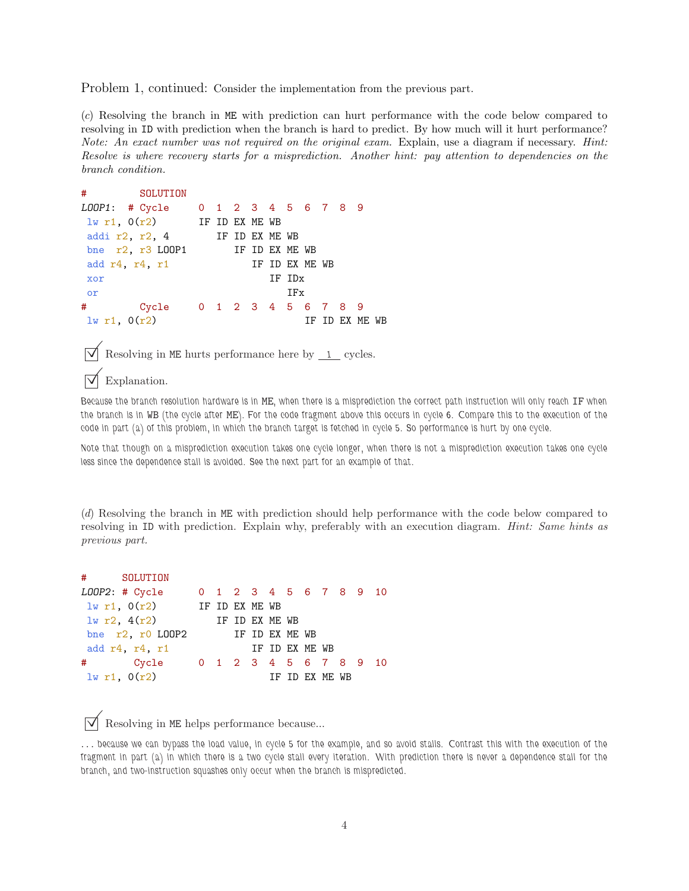Problem 1, continued: Consider the implementation from the previous part.

(*c*) Resolving the branch in ME with prediction can hurt performance with the code below compared to resolving in ID with prediction when the branch is hard to predict. By how much will it hurt performance? *Note: An exact number was not required on the original exam.* Explain, use a diagram if necessary. *Hint: Resolve is where recovery starts for a misprediction. Another hint: pay attention to dependencies on the branch condition.*

```
#         SOLUTION
LOOP1:  # Cycle     0  1  2  3  4  5  6  7  8  9
 lw r1, 0(r2)       IF ID EX ME WB
 addi r2, r2, 4        IF ID EX ME WB
 bne  r2, r3 LOOP1        IF ID EX ME WB
 add r4, r4, r1              IF ID EX ME WB
 xor                            IF IDx
 or                                IFx
#         Cycle     0  1  2  3  4  5  6  7  8  9
 lw r1, 0(r2)                         IF ID EX ME WB
```

☑ Resolving in ME hurts performance here by 1 cycles.

☑ Explanation.

Because the branch resolution hardware is in ME, when there is a misprediction the correct path instruction will only reach IF when the branch is in WB (the cycle after ME). For the code fragment above this occurs in cycle 6. Compare this to the execution of the code in part (a) of this problem, in which the branch target is fetched in cycle 5. So performance is hurt by one cycle.

Note that though on a misprediction execution takes one cycle longer, when there is not a misprediction execution takes one cycle less since the dependence stall is avoided. See the next part for an example of that.

(*d*) Resolving the branch in ME with prediction should help performance with the code below compared to resolving in ID with prediction. Explain why, preferably with an execution diagram. *Hint: Same hints as previous part.*

```
#      SOLUTION
LOOP2: # Cycle      0  1  2  3  4  5  6  7  8  9  10
 lw r1, 0(r2)       IF ID EX ME WB
 lw r2, 4(r2)          IF ID EX ME WB
 bne  r2, r0 LOOP2        IF ID EX ME WB
 add r4, r4, r1              IF ID EX ME WB
#       Cycle       0  1  2  3  4  5  6  7  8  9  10
 lw r1, 0(r2)                   IF ID EX ME WB
```

☑ Resolving in ME helps performance because...

... because we can bypass the load value, in cycle 5 for the example, and so avoid stalls. Contrast this with the execution of the fragment in part (a) in which there is a two cycle stall every iteration. With prediction there is never a dependence stall for the branch, and two-instruction squashes only occur when the branch is mispredicted.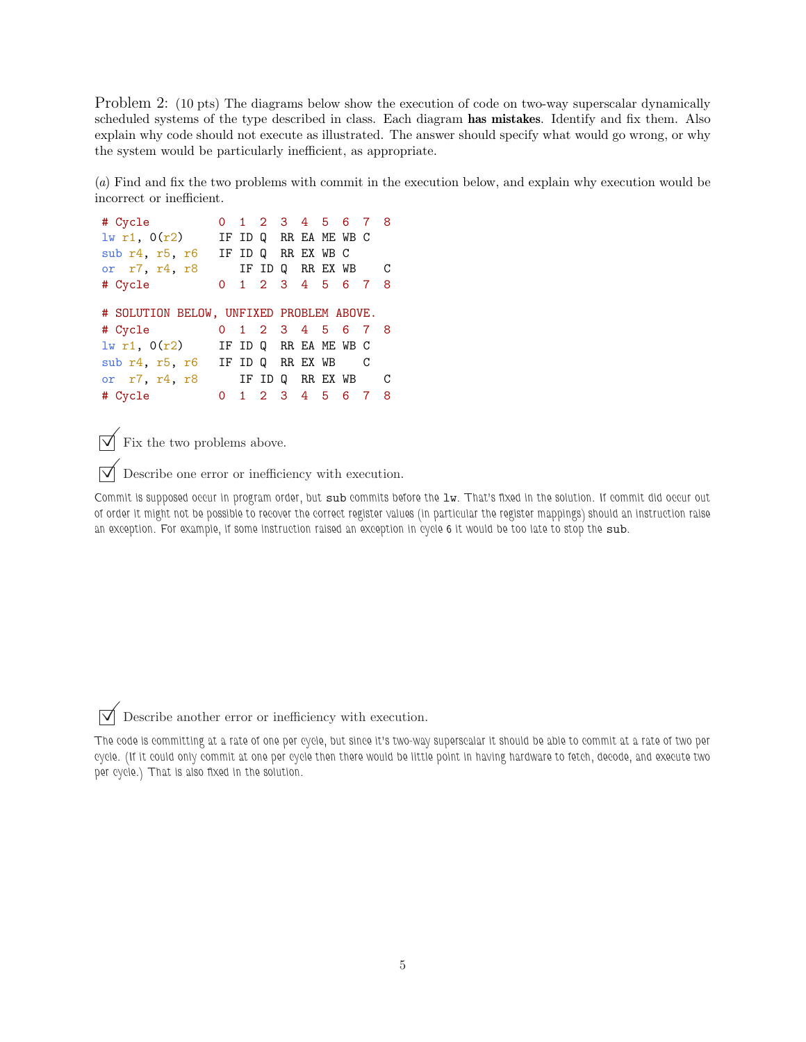Problem 2: (10 pts) The diagrams below show the execution of code on two-way superscalar dynamically scheduled systems of the type described in class. Each diagram **has mistakes**. Identify and fix them. Also explain why code should not execute as illustrated. The answer should specify what would go wrong, or why the system would be particularly inefficient, as appropriate.

(*a*) Find and fix the two problems with commit in the execution below, and explain why execution would be incorrect or inefficient.

```
# Cycle          0  1  2  3  4  5  6  7  8
lw r1, 0(r2)     IF ID Q  RR EA ME WB C
sub r4, r5, r6   IF ID Q  RR EX WB C
or  r7, r4, r8      IF ID Q  RR EX WB    C
# Cycle          0  1  2  3  4  5  6  7  8

# SOLUTION BELOW, UNFIXED PROBLEM ABOVE.
# Cycle          0  1  2  3  4  5  6  7  8
lw r1, 0(r2)     IF ID Q  RR EA ME WB C
sub r4, r5, r6   IF ID Q  RR EX WB    C
or  r7, r4, r8      IF ID Q  RR EX WB    C
# Cycle          0  1  2  3  4  5  6  7  8
```

☑ Fix the two problems above.

☑ Describe one error or inefficiency with execution.

Commit is supposed occur in program order, but sub commits before the lw. That's fixed in the solution. If commit did occur out of order it might not be possible to recover the correct register values (in particular the register mappings) should an instruction raise an exception. For example, if some instruction raised an exception in cycle 6 it would be too late to stop the sub.

☑ Describe another error or inefficiency with execution.

The code is committing at a rate of one per cycle, but since it's two-way superscalar it should be able to commit at a rate of two per cycle. (If it could only commit at one per cycle then there would be little point in having hardware to fetch, decode, and execute two per cycle.) That is also fixed in the solution.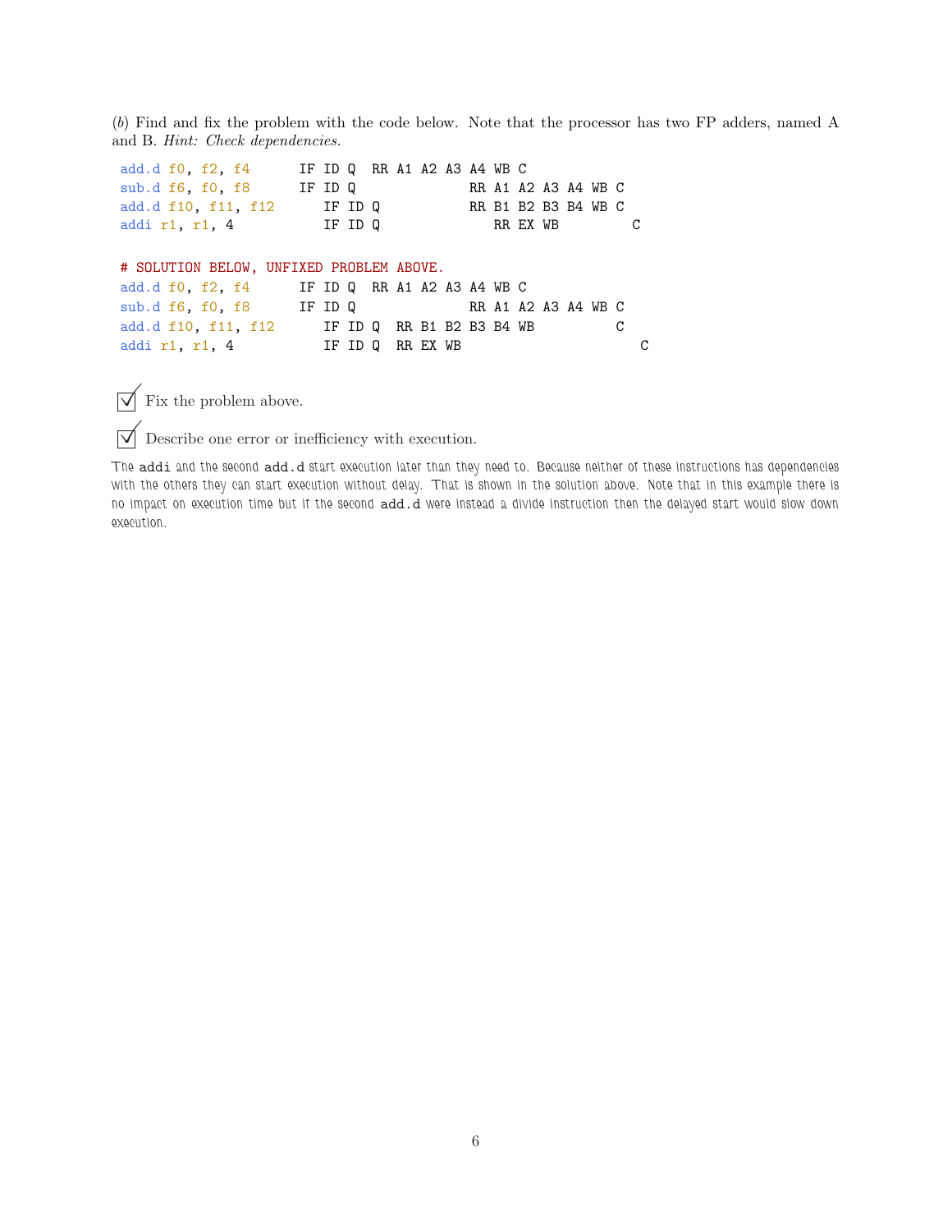(*b*) Find and fix the problem with the code below. Note that the processor has two FP adders, named A and B. *Hint: Check dependencies.*

```
add.d f0, f2, f4      IF ID Q  RR A1 A2 A3 A4 WB C
sub.d f6, f0, f8      IF ID Q              RR A1 A2 A3 A4 WB C
add.d f10, f11, f12      IF ID Q           RR B1 B2 B3 B4 WB C
addi r1, r1, 4           IF ID Q              RR EX WB        C

# SOLUTION BELOW, UNFIXED PROBLEM ABOVE.
add.d f0, f2, f4      IF ID Q  RR A1 A2 A3 A4 WB C
sub.d f6, f0, f8      IF ID Q              RR A1 A2 A3 A4 WB C
add.d f10, f11, f12      IF ID Q  RR B1 B2 B3 B4 WB          C
addi r1, r1, 4           IF ID Q  RR EX WB                      C
```

☑ Fix the problem above.

☑ Describe one error or inefficiency with execution.

The `addi` and the second `add.d` start execution later than they need to. Because neither of these instructions has dependencies with the others they can start execution without delay. That is shown in the solution above. Note that in this example there is no impact on execution time but if the second `add.d` were instead a divide instruction then the delayed start would slow down execution.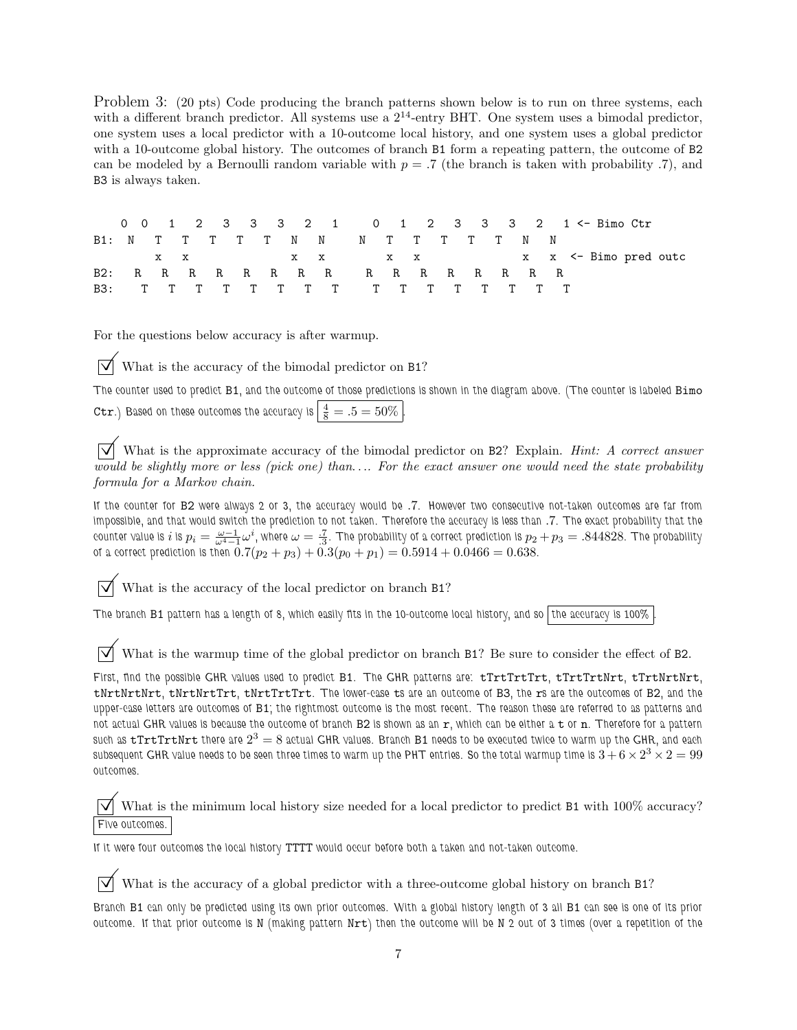Problem 3: (20 pts) Code producing the branch patterns shown below is to run on three systems, each with a different branch predictor. All systems use a $2^{14}$-entry BHT. One system uses a bimodal predictor, one system uses a local predictor with a 10-outcome local history, and one system uses a global predictor with a 10-outcome global history. The outcomes of branch B1 form a repeating pattern, the outcome of B2 can be modeled by a Bernoulli random variable with $p = .7$ (the branch is taken with probability .7), and B3 is always taken.

```
    0  0   1   2   3   3   3   2   1     0   1   2   3   3   3   2   1 <- Bimo Ctr
B1:  N   T   T   T   T   T   N   N     N   T   T   T   T   T   N   N
         x   x               x   x         x   x               x   x <- Bimo pred outc
B2:   R   R   R   R   R   R   R   R     R   R   R   R   R   R   R   R
B3:    T   T   T   T   T   T   T   T     T   T   T   T   T   T   T   T
```

For the questions below accuracy is after warmup.

☑ What is the accuracy of the bimodal predictor on B1?

The counter used to predict B1, and the outcome of those predictions is shown in the diagram above. (The counter is labeled Bimo Ctr.) Based on these outcomes the accuracy is $\boxed{\frac{4}{8} = .5 = 50\%}$.

☑ What is the approximate accuracy of the bimodal predictor on B2? Explain. *Hint: A correct answer would be slightly more or less (pick one) than…. For the exact answer one would need the state probability formula for a Markov chain.*

If the counter for B2 were always 2 or 3, the accuracy would be .7. However two consecutive not-taken outcomes are far from impossible, and that would switch the prediction to not taken. Therefore the accuracy is less than .7. The exact probability that the counter value is $i$ is $p_i = \frac{\omega-1}{\omega^4-1}\omega^i$, where $\omega = \frac{.7}{.3}$. The probability of a correct prediction is $p_2 + p_3 = .844828$. The probability of a correct prediction is then $0.7(p_2 + p_3) + 0.3(p_0 + p_1) = 0.5914 + 0.0466 = 0.638$.

☑ What is the accuracy of the local predictor on branch B1?

The branch B1 pattern has a length of 8, which easily fits in the 10-outcome local history, and so $\boxed{\text{the accuracy is 100\%}}$.

☑ What is the warmup time of the global predictor on branch B1? Be sure to consider the effect of B2.

First, find the possible GHR values used to predict B1. The GHR patterns are: tTrtTrtTrt, tTrtTrtNrt, tTrtNrtNrt, tNrtNrtNrt, tNrtNrtTrt, tNrtTrtTrt. The lower-case ts are an outcome of B3, the rs are the outcomes of B2, and the upper-case letters are outcomes of B1; the rightmost outcome is the most recent. The reason these are referred to as patterns and not actual GHR values is because the outcome of branch B2 is shown as an r, which can be either a t or n. Therefore for a pattern such as tTrtTrtNrt there are $2^3 = 8$ actual GHR values. Branch B1 needs to be executed twice to warm up the GHR, and each subsequent GHR value needs to be seen three times to warm up the PHT entries. So the total warmup time is $3 + 6 \times 2^3 \times 2 = 99$ outcomes.

☑ What is the minimum local history size needed for a local predictor to predict B1 with 100% accuracy? $\boxed{\text{Five outcomes.}}$

If it were four outcomes the local history TTTT would occur before both a taken and not-taken outcome.

☑ What is the accuracy of a global predictor with a three-outcome global history on branch B1?

Branch B1 can only be predicted using its own prior outcomes. With a global history length of 3 all B1 can see is one of its prior outcome. If that prior outcome is N (making pattern Nrt) then the outcome will be N 2 out of 3 times (over a repetition of the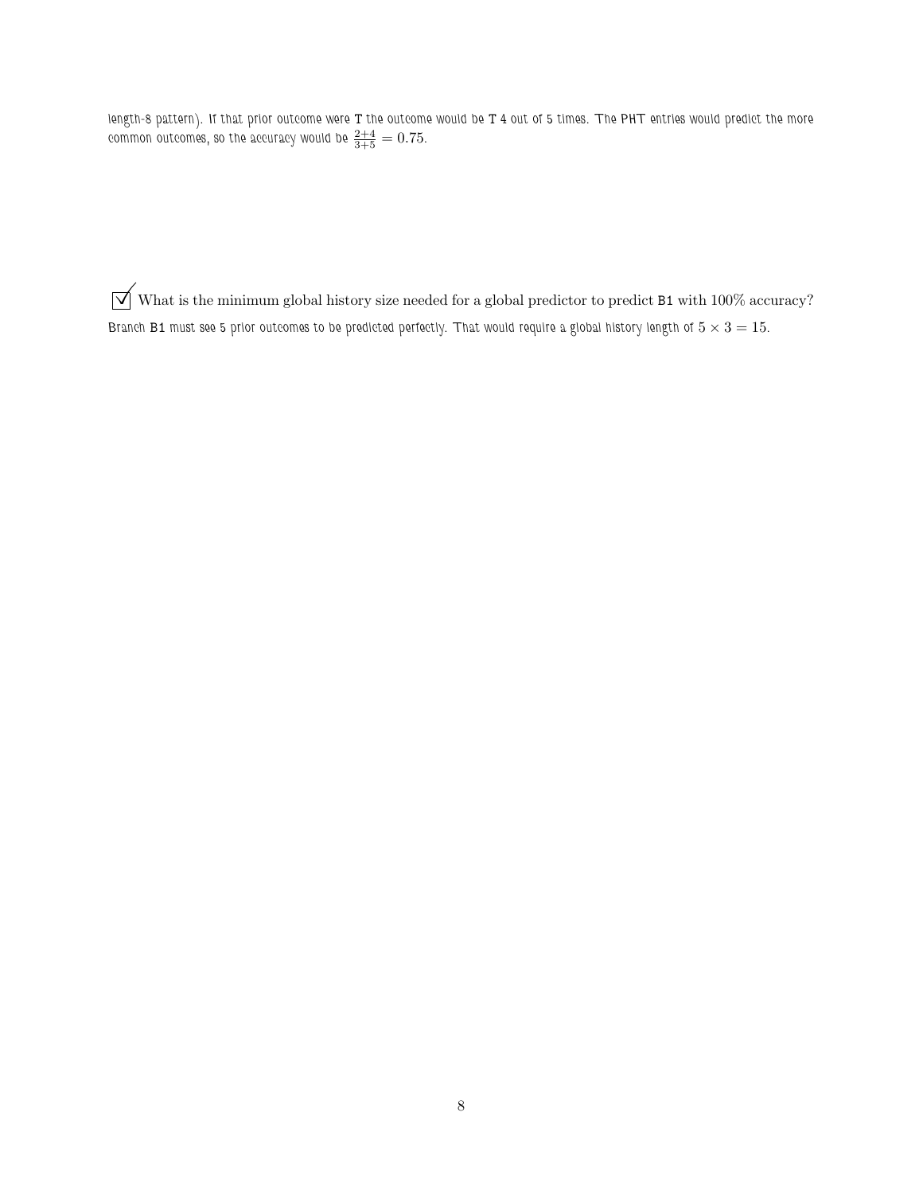length-8 pattern). If that prior outcome were T the outcome would be T 4 out of 5 times. The PHT entries would predict the more common outcomes, so the accuracy would be $\frac{2+4}{3+5} = 0.75$.

☑ What is the minimum global history size needed for a global predictor to predict B1 with 100% accuracy?

Branch B1 must see 5 prior outcomes to be predicted perfectly. That would require a global history length of $5 \times 3 = 15$.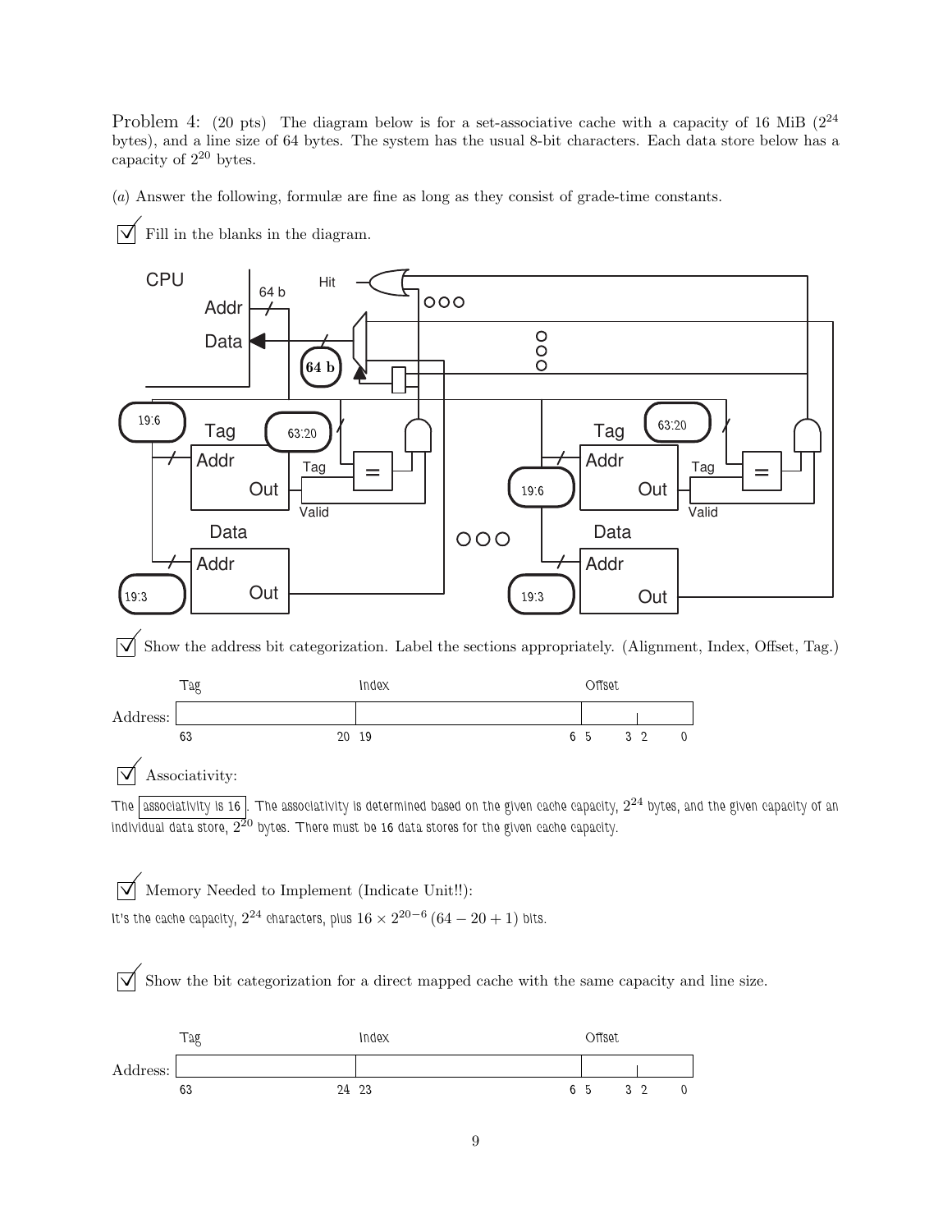Problem 4: (20 pts) The diagram below is for a set-associative cache with a capacity of 16 MiB ($2^{24}$ bytes), and a line size of 64 bytes. The system has the usual 8-bit characters. Each data store below has a capacity of $2^{20}$ bytes.

(*a*) Answer the following, formulæ are fine as long as they consist of grade-time constants.

☑ Fill in the blanks in the diagram.

CPU | Addr | Data | 64 b | Hit | **64 b** | 19:6 | Tag | 63:20 | Addr | Out | Tag | = | Valid | Data | Addr | Out | 19:3 | Tag | 63:20 | Addr | 19:6 | Out | Tag | = | Valid | Data | Addr | 19:3 | Out

☑ Show the address bit categorization. Label the sections appropriately. (Alignment, Index, Offset, Tag.)

| | Tag | Index | Offset |
|---|---|---|---|
| Address: | 63 … 20 | 19 … 6 | 5 … 3, 2 … 0 |

☑ Associativity:

The associativity is 16. The associativity is determined based on the given cache capacity, $2^{24}$ bytes, and the given capacity of an individual data store, $2^{20}$ bytes. There must be 16 data stores for the given cache capacity.

☑ Memory Needed to Implement (Indicate Unit!!):

It's the cache capacity, $2^{24}$ characters, plus $16 \times 2^{20-6} (64 - 20 + 1)$ bits.

☑ Show the bit categorization for a direct mapped cache with the same capacity and line size.

| | Tag | Index | Offset |
|---|---|---|---|
| Address: | 63 … 24 | 23 … 6 | 5 … 3, 2 … 0 |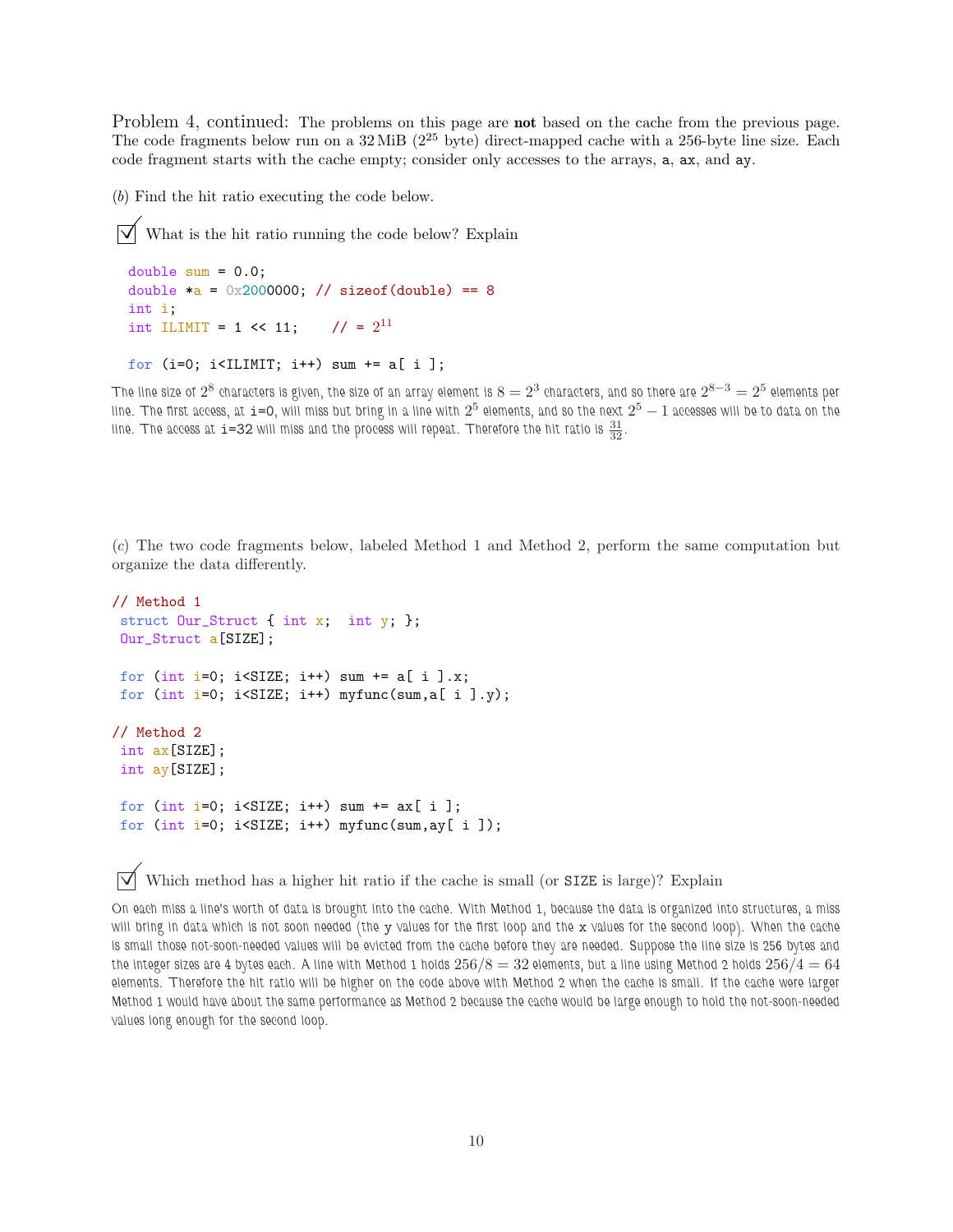**Problem 4, continued:** The problems on this page are **not** based on the cache from the previous page. The code fragments below run on a 32 MiB ($2^{25}$ byte) direct-mapped cache with a 256-byte line size. Each code fragment starts with the cache empty; consider only accesses to the arrays, `a`, `ax`, and `ay`.

(*b*) Find the hit ratio executing the code below.

☑ What is the hit ratio running the code below? Explain

```
double sum = 0.0;
double *a = 0x2000000; // sizeof(double) == 8
int i;
int ILIMIT = 1 << 11;    // = 2^11

for (i=0; i<ILIMIT; i++) sum += a[ i ];
```

The line size of $2^8$ characters is given, the size of an array element is $8 = 2^3$ characters, and so there are $2^{8-3} = 2^5$ elements per line. The first access, at `i=0`, will miss but bring in a line with $2^5$ elements, and so the next $2^5 - 1$ accesses will be to data on the line. The access at `i=32` will miss and the process will repeat. Therefore the hit ratio is $\frac{31}{32}$.

(*c*) The two code fragments below, labeled Method 1 and Method 2, perform the same computation but organize the data differently.

```
// Method 1
 struct Our_Struct { int x;  int y; };
 Our_Struct a[SIZE];

 for (int i=0; i<SIZE; i++) sum += a[ i ].x;
 for (int i=0; i<SIZE; i++) myfunc(sum,a[ i ].y);

// Method 2
 int ax[SIZE];
 int ay[SIZE];

 for (int i=0; i<SIZE; i++) sum += ax[ i ];
 for (int i=0; i<SIZE; i++) myfunc(sum,ay[ i ]);
```

☑ Which method has a higher hit ratio if the cache is small (or `SIZE` is large)? Explain

On each miss a line's worth of data is brought into the cache. With Method 1, because the data is organized into structures, a miss will bring in data which is not soon needed (the `y` values for the first loop and the `x` values for the second loop). When the cache is small those not-soon-needed values will be evicted from the cache before they are needed. Suppose the line size is 256 bytes and the integer sizes are 4 bytes each. A line with Method 1 holds $256/8 = 32$ elements, but a line using Method 2 holds $256/4 = 64$ elements. Therefore the hit ratio will be higher on the code above with Method 2 when the cache is small. If the cache were larger Method 1 would have about the same performance as Method 2 because the cache would be large enough to hold the not-soon-needed values long enough for the second loop.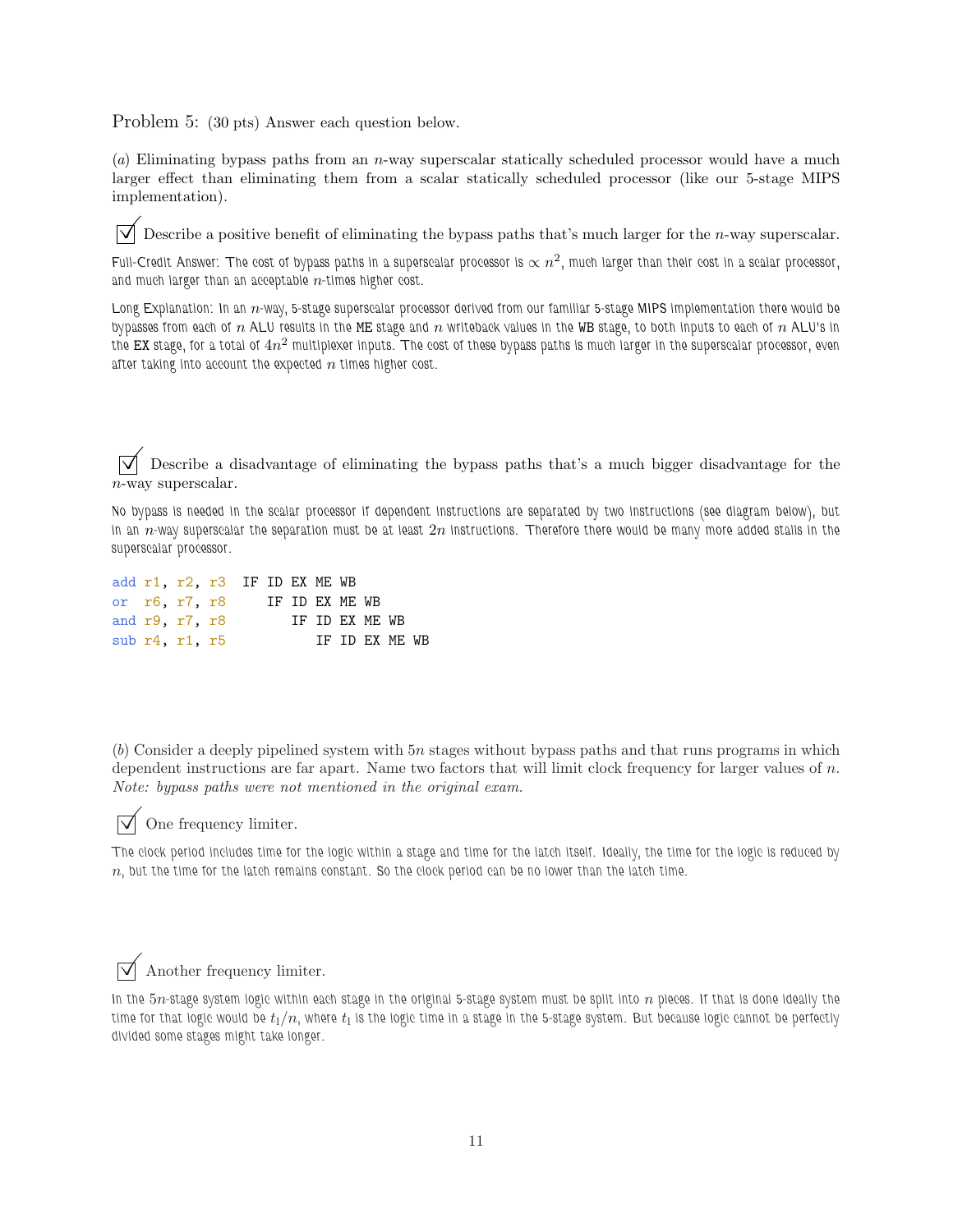Problem 5: (30 pts) Answer each question below.

(*a*) Eliminating bypass paths from an $n$-way superscalar statically scheduled processor would have a much larger effect than eliminating them from a scalar statically scheduled processor (like our 5-stage MIPS implementation).

☑ Describe a positive benefit of eliminating the bypass paths that's much larger for the $n$-way superscalar.

Full-Credit Answer: The cost of bypass paths in a superscalar processor is $\propto n^2$, much larger than their cost in a scalar processor, and much larger than an acceptable $n$-times higher cost.

Long Explanation: In an $n$-way, 5-stage superscalar processor derived from our familiar 5-stage MIPS implementation there would be bypasses from each of $n$ ALU results in the ME stage and $n$ writeback values in the WB stage, to both inputs to each of $n$ ALU's in the EX stage, for a total of $4n^2$ multiplexer inputs. The cost of these bypass paths is much larger in the superscalar processor, even after taking into account the expected $n$ times higher cost.

☑ Describe a disadvantage of eliminating the bypass paths that's a much bigger disadvantage for the $n$-way superscalar.

No bypass is needed in the scalar processor if dependent instructions are separated by two instructions (see diagram below), but in an $n$-way superscalar the separation must be at least $2n$ instructions. Therefore there would be many more added stalls in the superscalar processor.

```
add r1, r2, r3  IF ID EX ME WB
or  r6, r7, r8     IF ID EX ME WB
and r9, r7, r8        IF ID EX ME WB
sub r4, r1, r5           IF ID EX ME WB
```

(*b*) Consider a deeply pipelined system with $5n$ stages without bypass paths and that runs programs in which dependent instructions are far apart. Name two factors that will limit clock frequency for larger values of $n$. *Note: bypass paths were not mentioned in the original exam.*

☑ One frequency limiter.

The clock period includes time for the logic within a stage and time for the latch itself. Ideally, the time for the logic is reduced by $n$, but the time for the latch remains constant. So the clock period can be no lower than the latch time.

☑ Another frequency limiter.

In the $5n$-stage system logic within each stage in the original 5-stage system must be split into $n$ pieces. If that is done ideally the time for that logic would be $t_1/n$, where $t_1$ is the logic time in a stage in the 5-stage system. But because logic cannot be perfectly divided some stages might take longer.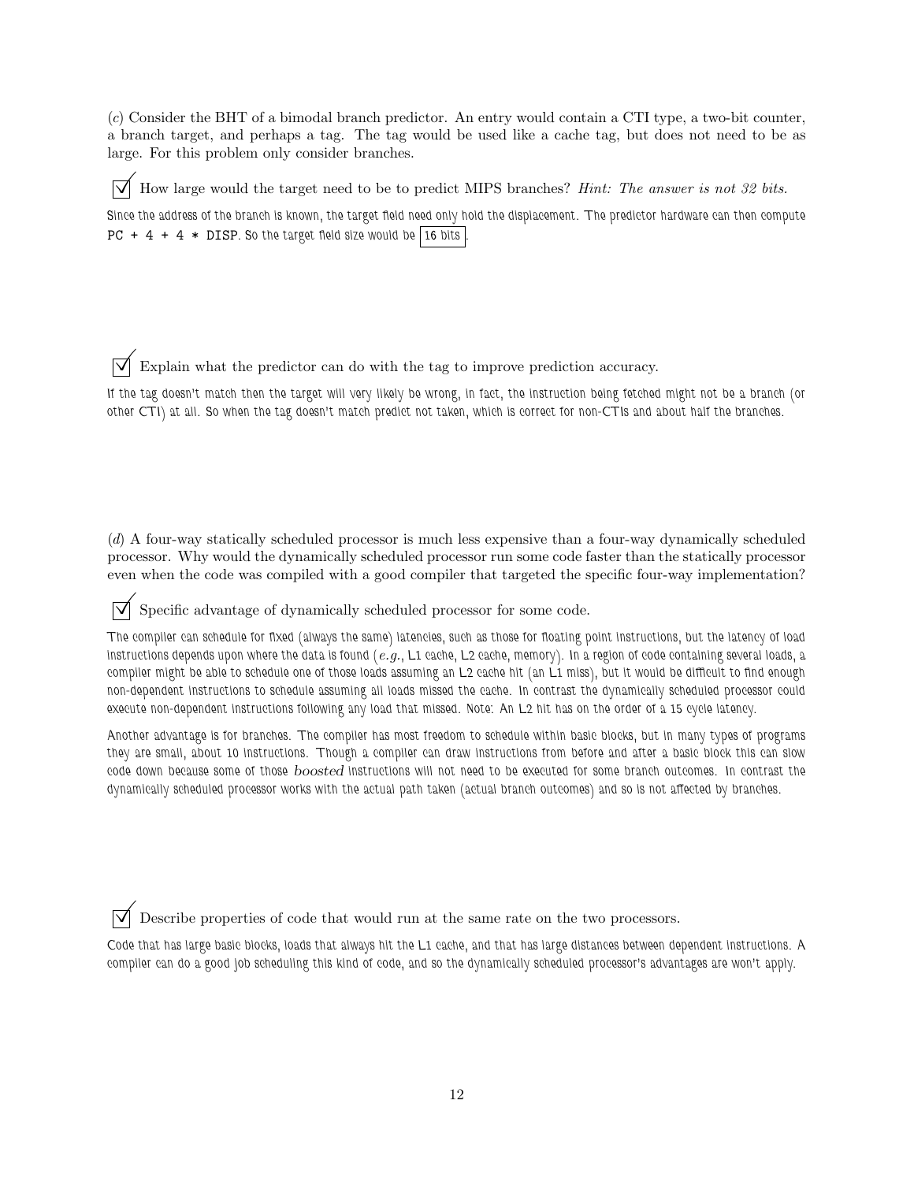(*c*) Consider the BHT of a bimodal branch predictor. An entry would contain a CTI type, a two-bit counter, a branch target, and perhaps a tag. The tag would be used like a cache tag, but does not need to be as large. For this problem only consider branches.

☑ How large would the target need to be to predict MIPS branches? *Hint: The answer is not 32 bits.*

Since the address of the branch is known, the target field need only hold the displacement. The predictor hardware can then compute `PC + 4 + 4 * DISP`. So the target field size would be **16 bits**.

☑ Explain what the predictor can do with the tag to improve prediction accuracy.

If the tag doesn't match then the target will very likely be wrong, in fact, the instruction being fetched might not be a branch (or other CTI) at all. So when the tag doesn't match predict not taken, which is correct for non-CTIs and about half the branches.

(*d*) A four-way statically scheduled processor is much less expensive than a four-way dynamically scheduled processor. Why would the dynamically scheduled processor run some code faster than the statically processor even when the code was compiled with a good compiler that targeted the specific four-way implementation?

☑ Specific advantage of dynamically scheduled processor for some code.

The compiler can schedule for fixed (always the same) latencies, such as those for floating point instructions, but the latency of load instructions depends upon where the data is found (*e.g.*, L1 cache, L2 cache, memory). In a region of code containing several loads, a compiler might be able to schedule one of those loads assuming an L2 cache hit (an L1 miss), but it would be difficult to find enough non-dependent instructions to schedule assuming all loads missed the cache. In contrast the dynamically scheduled processor could execute non-dependent instructions following any load that missed. Note: An L2 hit has on the order of a 15 cycle latency.

Another advantage is for branches. The compiler has most freedom to schedule within basic blocks, but in many types of programs they are small, about 10 instructions. Though a compiler can draw instructions from before and after a basic block this can slow code down because some of those *boosted* instructions will not need to be executed for some branch outcomes. In contrast the dynamically scheduled processor works with the actual path taken (actual branch outcomes) and so is not affected by branches.

☑ Describe properties of code that would run at the same rate on the two processors.

Code that has large basic blocks, loads that always hit the L1 cache, and that has large distances between dependent instructions. A compiler can do a good job scheduling this kind of code, and so the dynamically scheduled processor's advantages are won't apply.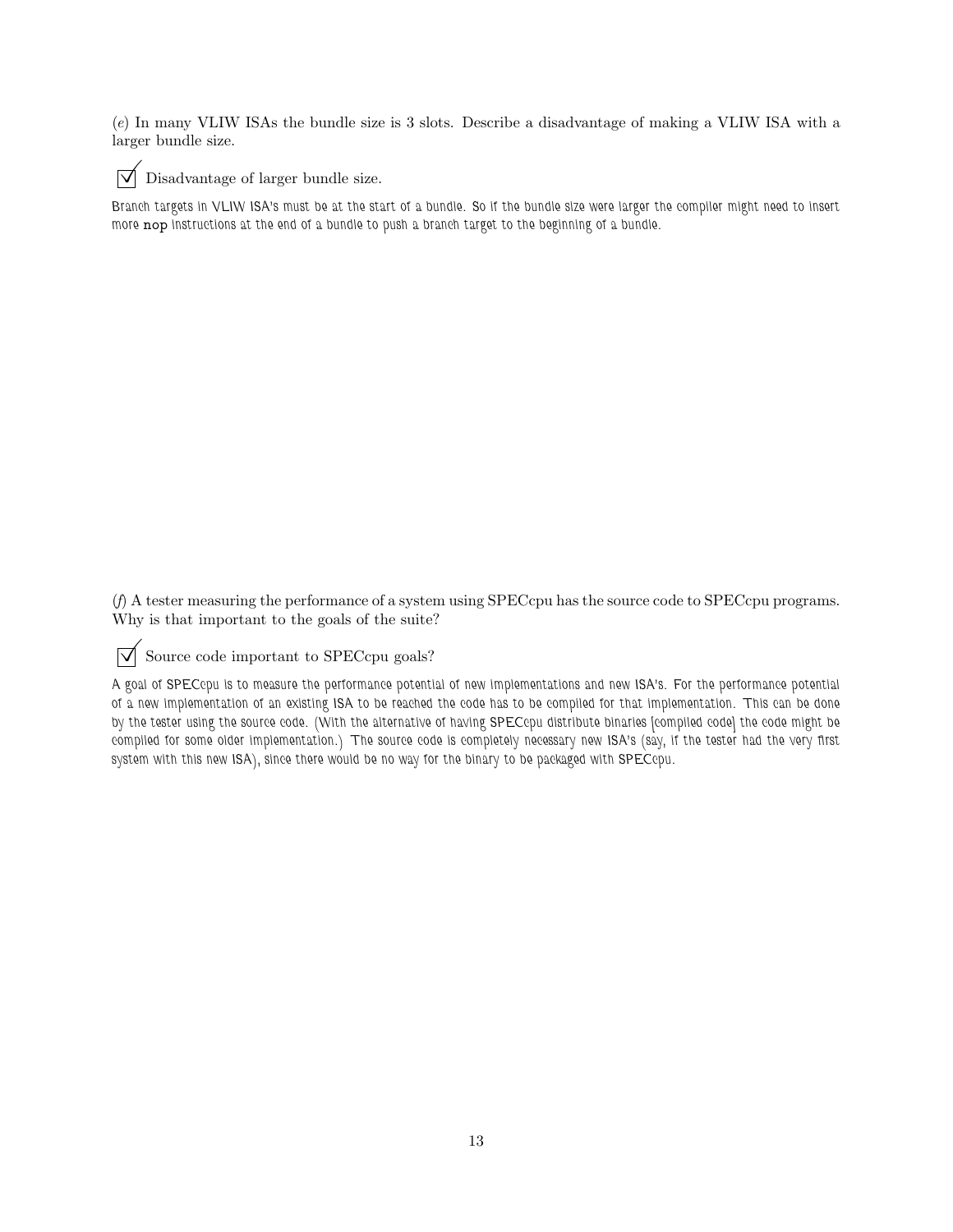(*e*) In many VLIW ISAs the bundle size is 3 slots. Describe a disadvantage of making a VLIW ISA with a larger bundle size.

☑ Disadvantage of larger bundle size.

Branch targets in VLIW ISA's must be at the start of a bundle. So if the bundle size were larger the compiler might need to insert more `nop` instructions at the end of a bundle to push a branch target to the beginning of a bundle.

(*f*) A tester measuring the performance of a system using SPECcpu has the source code to SPECcpu programs. Why is that important to the goals of the suite?

☑ Source code important to SPECcpu goals?

A goal of SPECcpu is to measure the performance potential of new implementations and new ISA's. For the performance potential of a new implementation of an existing ISA to be reached the code has to be compiled for that implementation. This can be done by the tester using the source code. (With the alternative of having SPECcpu distribute binaries [compiled code] the code might be compiled for some older implementation.) The source code is completely necessary new ISA's (say, if the tester had the very first system with this new ISA), since there would be no way for the binary to be packaged with SPECcpu.